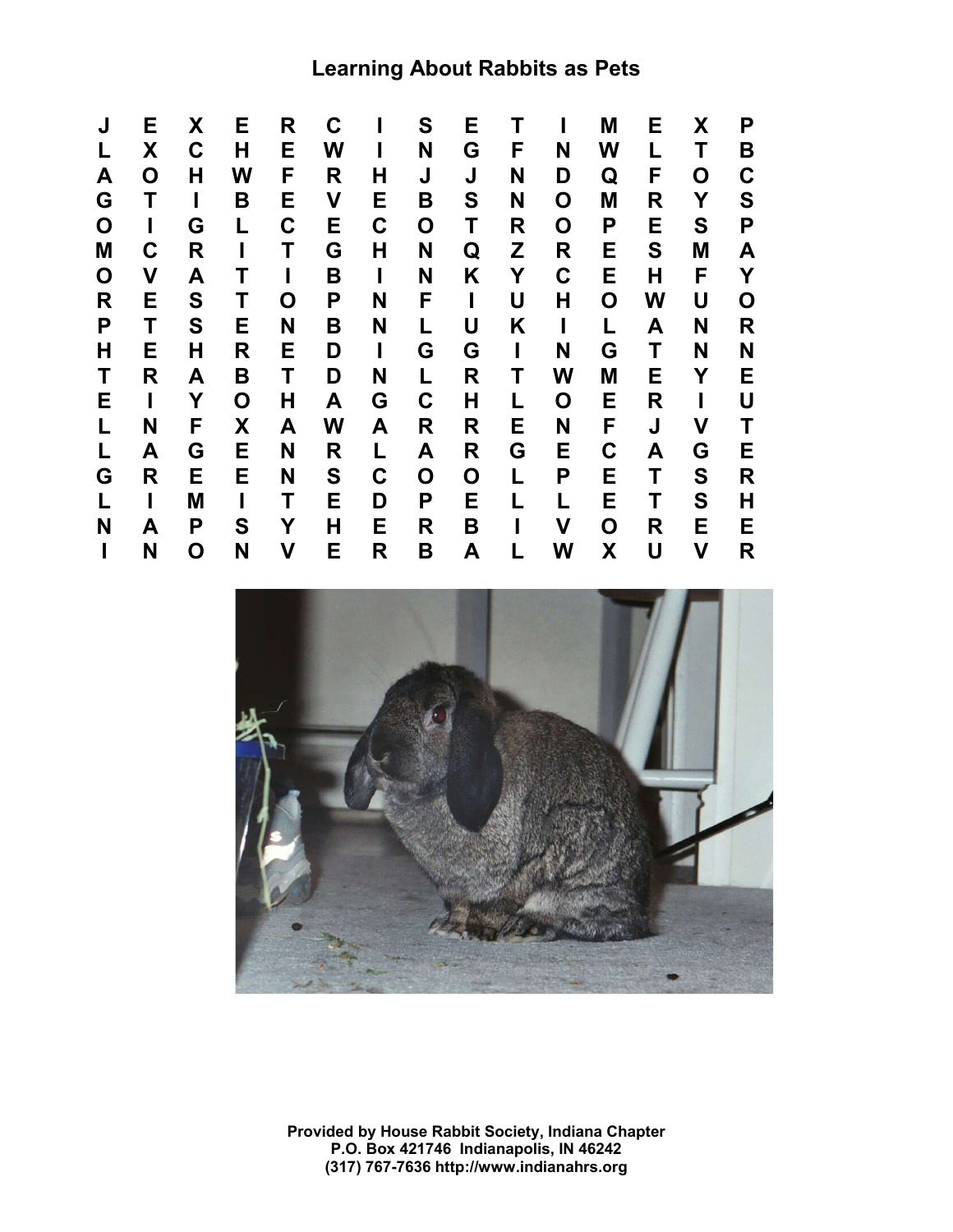# Learning About Rabbits as Pets

| | | | | | | | | | | | | | | |
|---|---|---|---|---|---|---|---|---|---|---|---|---|---|---|
| J | E | X | E | R | C | I | S | E | T | I | M | E | X | P |
| L | X | C | H | E | W | I | N | G | F | N | W | L | T | B |
| A | O | H | W | F | R | H | J | J | N | D | Q | F | O | C |
| G | T | I | B | E | V | E | B | S | N | O | M | R | Y | S |
| O | I | G | L | C | E | C | O | T | R | O | P | E | S | P |
| M | C | R | I | T | G | H | N | Q | Z | R | E | S | M | A |
| O | V | A | T | I | B | I | N | K | Y | C | E | H | F | Y |
| R | E | S | T | O | P | N | F | I | U | H | O | W | U | O |
| P | T | S | E | N | B | N | L | U | K | I | L | A | N | R |
| H | E | H | R | E | D | I | G | G | I | N | G | T | N | N |
| T | R | A | B | T | D | N | L | R | T | W | M | E | Y | E |
| E | I | Y | O | H | A | G | C | H | L | O | E | R | I | U |
| L | N | F | X | A | W | A | R | R | E | N | F | J | V | T |
| L | A | G | E | N | R | L | A | R | G | E | C | A | G | E |
| G | R | E | E | N | S | C | O | O | L | P | E | T | S | R |
| L | I | M | I | T | E | D | P | E | L | L | E | T | S | H |
| N | A | P | S | Y | H | E | R | B | I | V | O | R | E | E |
| I | N | O | N | V | E | R | B | A | L | W | X | U | V | R |

Provided by House Rabbit Society, Indiana Chapter
P.O. Box 421746 Indianapolis, IN 46242
(317) 767-7636 http://www.indianahrs.org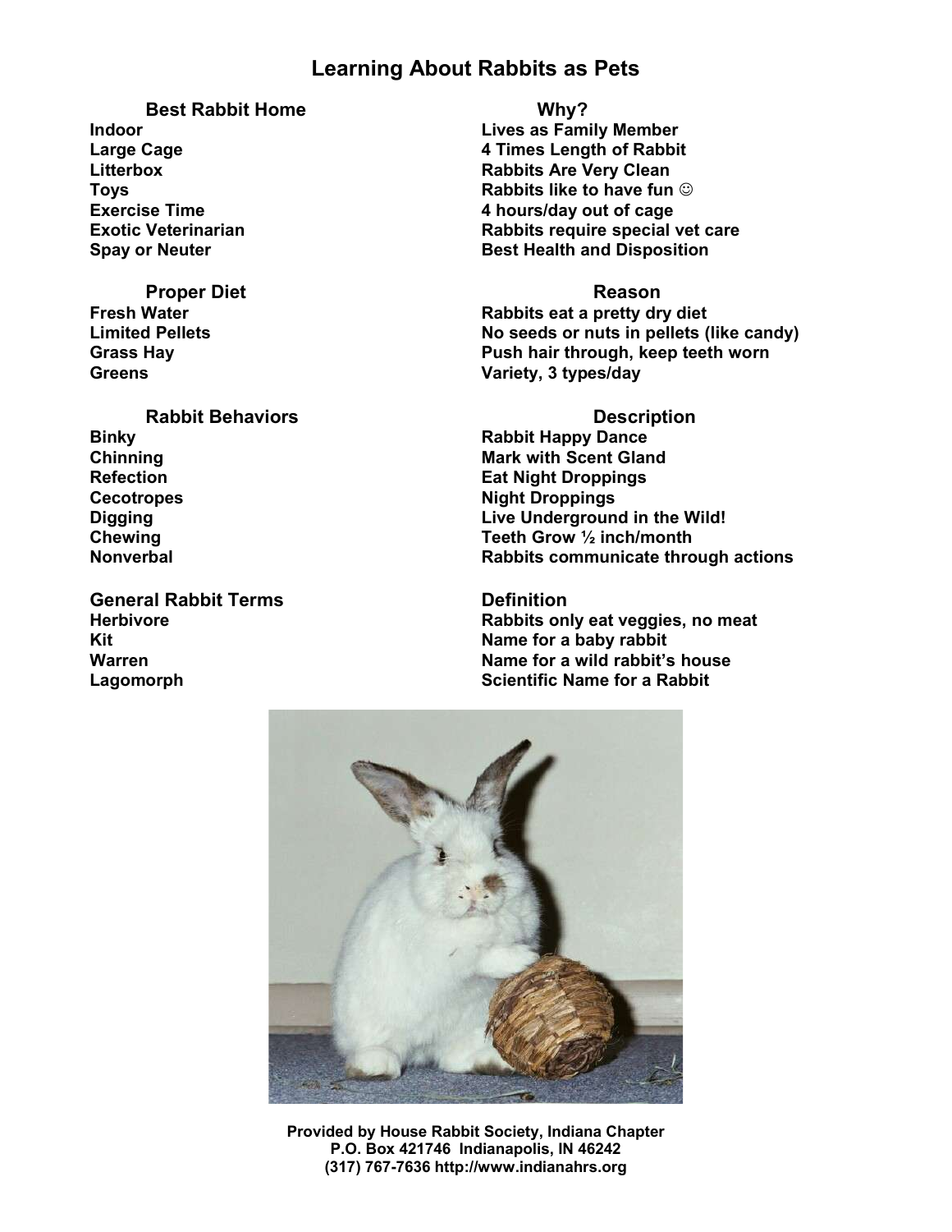# Learning About Rabbits as Pets

| Best Rabbit Home | Why? |
| --- | --- |
| Indoor | Lives as Family Member |
| Large Cage | 4 Times Length of Rabbit |
| Litterbox | Rabbits Are Very Clean |
| Toys | Rabbits like to have fun ☺ |
| Exercise Time | 4 hours/day out of cage |
| Exotic Veterinarian | Rabbits require special vet care |
| Spay or Neuter | Best Health and Disposition |

| Proper Diet | Reason |
| --- | --- |
| Fresh Water | Rabbits eat a pretty dry diet |
| Limited Pellets | No seeds or nuts in pellets (like candy) |
| Grass Hay | Push hair through, keep teeth worn |
| Greens | Variety, 3 types/day |

| Rabbit Behaviors | Description |
| --- | --- |
| Binky | Rabbit Happy Dance |
| Chinning | Mark with Scent Gland |
| Refection | Eat Night Droppings |
| Cecotropes | Night Droppings |
| Digging | Live Underground in the Wild! |
| Chewing | Teeth Grow ½ inch/month |
| Nonverbal | Rabbits communicate through actions |

| General Rabbit Terms | Definition |
| --- | --- |
| Herbivore | Rabbits only eat veggies, no meat |
| Kit | Name for a baby rabbit |
| Warren | Name for a wild rabbit's house |
| Lagomorph | Scientific Name for a Rabbit |

**Provided by House Rabbit Society, Indiana Chapter**
**P.O. Box 421746 Indianapolis, IN 46242**
**(317) 767-7636 http://www.indianahrs.org**